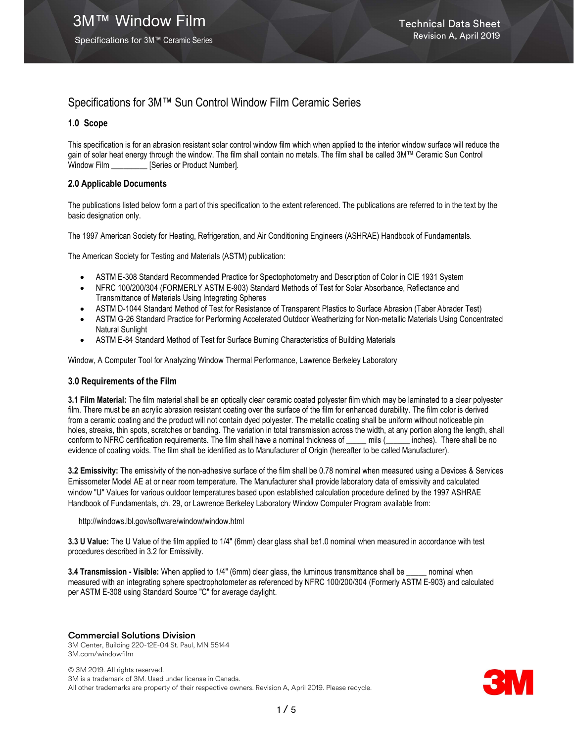# Specifications for 3M™ Sun Control Window Film Ceramic Series

## 1.0 Scope

This specification is for an abrasion resistant solar control window film which when applied to the interior window surface will reduce the gain of solar heat energy through the window. The film shall contain no metals. The film shall be called 3M™ Ceramic Sun Control Window Film _________ [Series or Product Number].

## 2.0 Applicable Documents

The publications listed below form a part of this specification to the extent referenced. The publications are referred to in the text by the basic designation only.

The 1997 American Society for Heating, Refrigeration, and Air Conditioning Engineers (ASHRAE) Handbook of Fundamentals.

The American Society for Testing and Materials (ASTM) publication:

- ASTM E-308 Standard Recommended Practice for Spectophotometry and Description of Color in CIE 1931 System
- NFRC 100/200/304 (FORMERLY ASTM E-903) Standard Methods of Test for Solar Absorbance, Reflectance and Transmittance of Materials Using Integrating Spheres
- ASTM D-1044 Standard Method of Test for Resistance of Transparent Plastics to Surface Abrasion (Taber Abrader Test)
- ASTM G-26 Standard Practice for Performing Accelerated Outdoor Weatherizing for Non-metallic Materials Using Concentrated Natural Sunlight
- ASTM E-84 Standard Method of Test for Surface Burning Characteristics of Building Materials

Window, A Computer Tool for Analyzing Window Thermal Performance, Lawrence Berkeley Laboratory

## 3.0 Requirements of the Film

**3.1 Film Material:** The film material shall be an optically clear ceramic coated polyester film which may be laminated to a clear polyester film. There must be an acrylic abrasion resistant coating over the surface of the film for enhanced durability. The film color is derived from a ceramic coating and the product will not contain dyed polyester. The metallic coating shall be uniform without noticeable pin holes, streaks, thin spots, scratches or banding. The variation in total transmission across the width, at any portion along the length, shall conform to NFRC certification requirements. The film shall have a nominal thickness of _____ mils (______ inches). There shall be no evidence of coating voids. The film shall be identified as to Manufacturer of Origin (hereafter to be called Manufacturer).

**3.2 Emissivity:** The emissivity of the non-adhesive surface of the film shall be 0.78 nominal when measured using a Devices & Services Emissometer Model AE at or near room temperature. The Manufacturer shall provide laboratory data of emissivity and calculated window "U" Values for various outdoor temperatures based upon established calculation procedure defined by the 1997 ASHRAE Handbook of Fundamentals, ch. 29, or Lawrence Berkeley Laboratory Window Computer Program available from:

http://windows.lbl.gov/software/window/window.html

**3.3 U Value:** The U Value of the film applied to 1/4" (6mm) clear glass shall be1.0 nominal when measured in accordance with test procedures described in 3.2 for Emissivity.

**3.4 Transmission - Visible:** When applied to 1/4" (6mm) clear glass, the luminous transmittance shall be _____ nominal when measured with an integrating sphere spectrophotometer as referenced by NFRC 100/200/304 (Formerly ASTM E-903) and calculated per ASTM E-308 using Standard Source "C" for average daylight.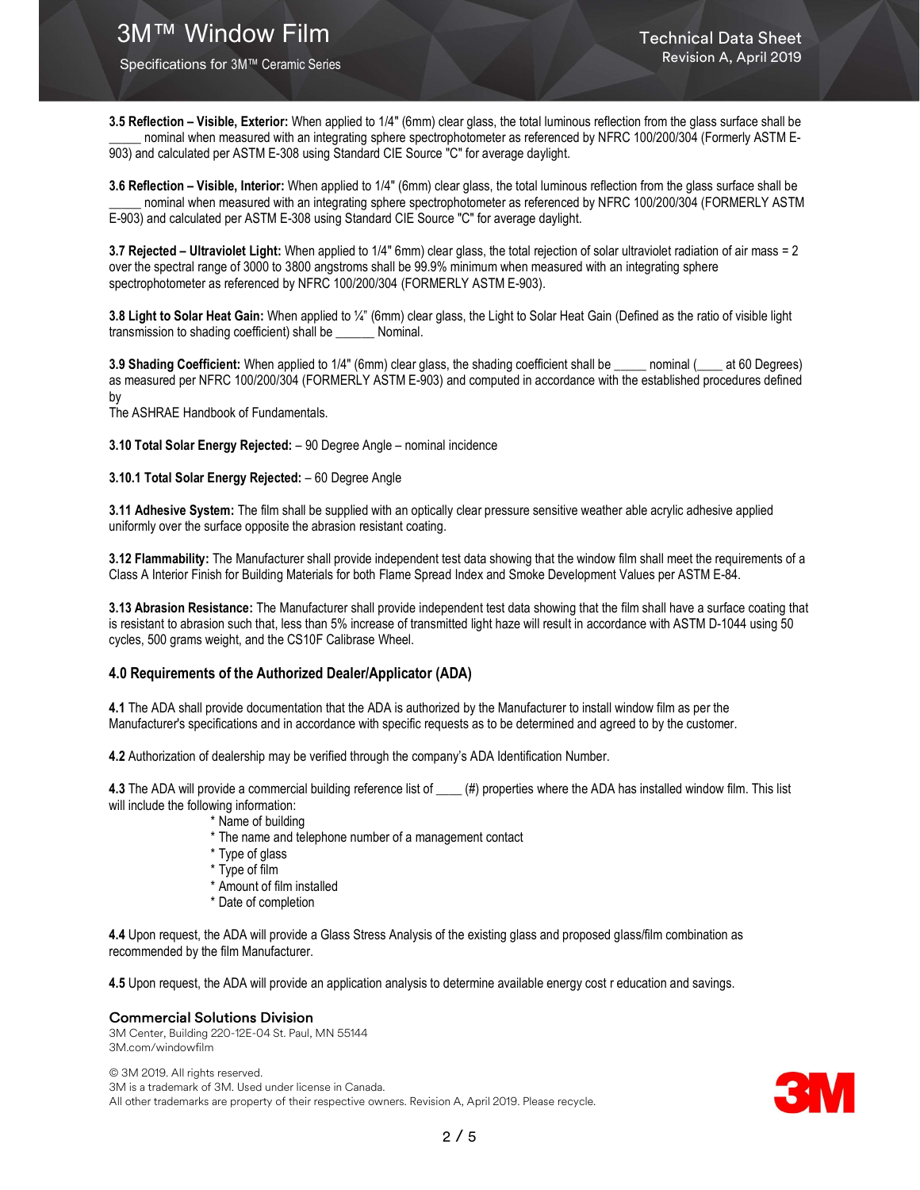**3.5 Reflection – Visible, Exterior:** When applied to 1/4" (6mm) clear glass, the total luminous reflection from the glass surface shall be _____ nominal when measured with an integrating sphere spectrophotometer as referenced by NFRC 100/200/304 (Formerly ASTM E-903) and calculated per ASTM E-308 using Standard CIE Source "C" for average daylight.

**3.6 Reflection – Visible, Interior:** When applied to 1/4" (6mm) clear glass, the total luminous reflection from the glass surface shall be _____ nominal when measured with an integrating sphere spectrophotometer as referenced by NFRC 100/200/304 (FORMERLY ASTM E-903) and calculated per ASTM E-308 using Standard CIE Source "C" for average daylight.

**3.7 Rejected – Ultraviolet Light:** When applied to 1/4" 6mm) clear glass, the total rejection of solar ultraviolet radiation of air mass = 2 over the spectral range of 3000 to 3800 angstroms shall be 99.9% minimum when measured with an integrating sphere spectrophotometer as referenced by NFRC 100/200/304 (FORMERLY ASTM E-903).

**3.8 Light to Solar Heat Gain:** When applied to ¼" (6mm) clear glass, the Light to Solar Heat Gain (Defined as the ratio of visible light transmission to shading coefficient) shall be ______ Nominal.

**3.9 Shading Coefficient:** When applied to 1/4" (6mm) clear glass, the shading coefficient shall be _____ nominal (____ at 60 Degrees) as measured per NFRC 100/200/304 (FORMERLY ASTM E-903) and computed in accordance with the established procedures defined by
The ASHRAE Handbook of Fundamentals.

**3.10 Total Solar Energy Rejected:** – 90 Degree Angle – nominal incidence

**3.10.1 Total Solar Energy Rejected:** – 60 Degree Angle

**3.11 Adhesive System:** The film shall be supplied with an optically clear pressure sensitive weather able acrylic adhesive applied uniformly over the surface opposite the abrasion resistant coating.

**3.12 Flammability:** The Manufacturer shall provide independent test data showing that the window film shall meet the requirements of a Class A Interior Finish for Building Materials for both Flame Spread Index and Smoke Development Values per ASTM E-84.

**3.13 Abrasion Resistance:** The Manufacturer shall provide independent test data showing that the film shall have a surface coating that is resistant to abrasion such that, less than 5% increase of transmitted light haze will result in accordance with ASTM D-1044 using 50 cycles, 500 grams weight, and the CS10F Calibrase Wheel.

## 4.0 Requirements of the Authorized Dealer/Applicator (ADA)

**4.1** The ADA shall provide documentation that the ADA is authorized by the Manufacturer to install window film as per the Manufacturer's specifications and in accordance with specific requests as to be determined and agreed to by the customer.

**4.2** Authorization of dealership may be verified through the company's ADA Identification Number.

**4.3** The ADA will provide a commercial building reference list of ____ (#) properties where the ADA has installed window film. This list will include the following information:

* Name of building
* The name and telephone number of a management contact
* Type of glass
* Type of film
* Amount of film installed
* Date of completion

**4.4** Upon request, the ADA will provide a Glass Stress Analysis of the existing glass and proposed glass/film combination as recommended by the film Manufacturer.

**4.5** Upon request, the ADA will provide an application analysis to determine available energy cost r education and savings.

**Commercial Solutions Division**
3M Center, Building 220-12E-04 St. Paul, MN 55144
3M.com/windowfilm

© 3M 2019. All rights reserved.
3M is a trademark of 3M. Used under license in Canada.
All other trademarks are property of their respective owners. Revision A, April 2019. Please recycle.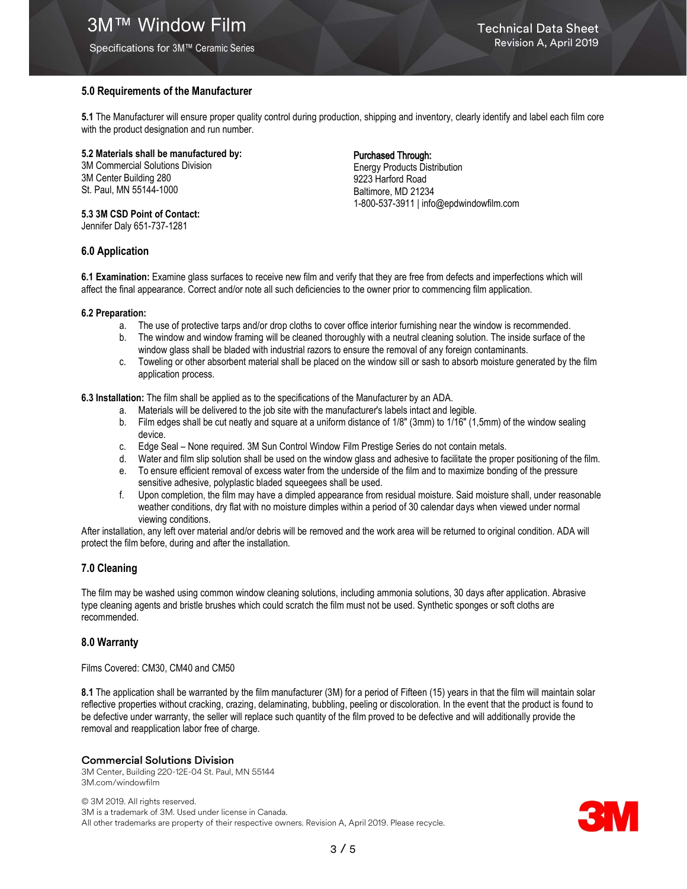## 5.0 Requirements of the Manufacturer

**5.1** The Manufacturer will ensure proper quality control during production, shipping and inventory, clearly identify and label each film core with the product designation and run number.

**5.2 Materials shall be manufactured by:**
3M Commercial Solutions Division
3M Center Building 280
St. Paul, MN 55144-1000

**Purchased Through:**
Energy Products Distribution
9223 Harford Road
Baltimore, MD 21234
1-800-537-3911 | info@epdwindowfilm.com

**5.3 3M CSD Point of Contact:**
Jennifer Daly 651-737-1281

## 6.0 Application

**6.1 Examination:** Examine glass surfaces to receive new film and verify that they are free from defects and imperfections which will affect the final appearance. Correct and/or note all such deficiencies to the owner prior to commencing film application.

**6.2 Preparation:**

a. The use of protective tarps and/or drop cloths to cover office interior furnishing near the window is recommended.
b. The window and window framing will be cleaned thoroughly with a neutral cleaning solution. The inside surface of the window glass shall be bladed with industrial razors to ensure the removal of any foreign contaminants.
c. Toweling or other absorbent material shall be placed on the window sill or sash to absorb moisture generated by the film application process.

**6.3 Installation:** The film shall be applied as to the specifications of the Manufacturer by an ADA.

a. Materials will be delivered to the job site with the manufacturer's labels intact and legible.
b. Film edges shall be cut neatly and square at a uniform distance of 1/8" (3mm) to 1/16" (1,5mm) of the window sealing device.
c. Edge Seal – None required. 3M Sun Control Window Film Prestige Series do not contain metals.
d. Water and film slip solution shall be used on the window glass and adhesive to facilitate the proper positioning of the film.
e. To ensure efficient removal of excess water from the underside of the film and to maximize bonding of the pressure sensitive adhesive, polyplastic bladed squeegees shall be used.
f. Upon completion, the film may have a dimpled appearance from residual moisture. Said moisture shall, under reasonable weather conditions, dry flat with no moisture dimples within a period of 30 calendar days when viewed under normal viewing conditions.

After installation, any left over material and/or debris will be removed and the work area will be returned to original condition. ADA will protect the film before, during and after the installation.

## 7.0 Cleaning

The film may be washed using common window cleaning solutions, including ammonia solutions, 30 days after application. Abrasive type cleaning agents and bristle brushes which could scratch the film must not be used. Synthetic sponges or soft cloths are recommended.

## 8.0 Warranty

Films Covered: CM30, CM40 and CM50

**8.1** The application shall be warranted by the film manufacturer (3M) for a period of Fifteen (15) years in that the film will maintain solar reflective properties without cracking, crazing, delaminating, bubbling, peeling or discoloration. In the event that the product is found to be defective under warranty, the seller will replace such quantity of the film proved to be defective and will additionally provide the removal and reapplication labor free of charge.

**Commercial Solutions Division**
3M Center, Building 220-12E-04 St. Paul, MN 55144
3M.com/windowfilm

© 3M 2019. All rights reserved.
3M is a trademark of 3M. Used under license in Canada.
All other trademarks are property of their respective owners. Revision A, April 2019. Please recycle.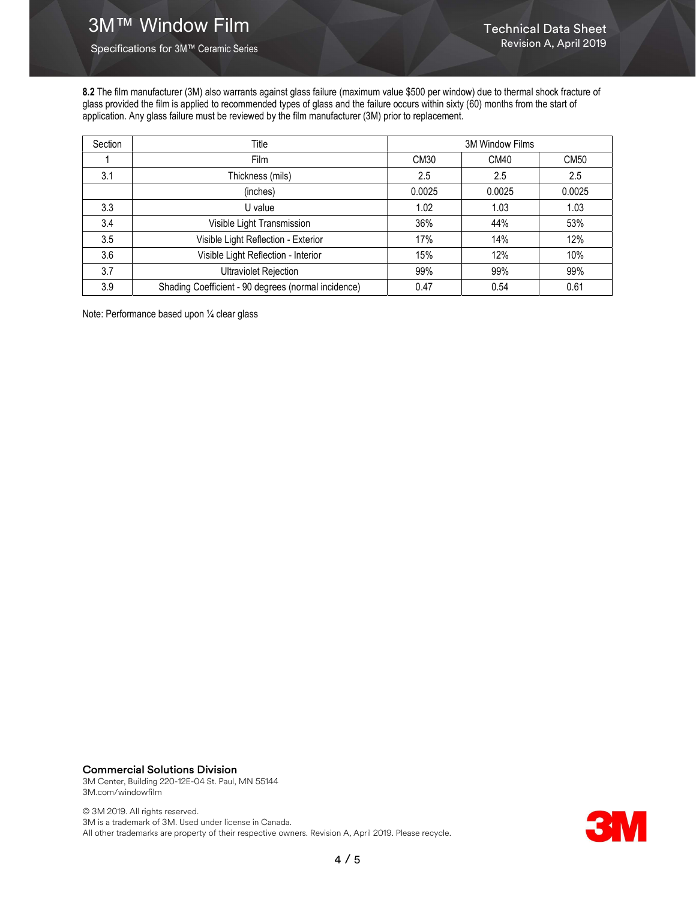**8.2** The film manufacturer (3M) also warrants against glass failure (maximum value $500 per window) due to thermal shock fracture of glass provided the film is applied to recommended types of glass and the failure occurs within sixty (60) months from the start of application. Any glass failure must be reviewed by the film manufacturer (3M) prior to replacement.

| Section | Title | 3M Window Films | | |
|---|---|---|---|---|
| 1 | Film | CM30 | CM40 | CM50 |
| 3.1 | Thickness (mils) | 2.5 | 2.5 | 2.5 |
| | (inches) | 0.0025 | 0.0025 | 0.0025 |
| 3.3 | U value | 1.02 | 1.03 | 1.03 |
| 3.4 | Visible Light Transmission | 36% | 44% | 53% |
| 3.5 | Visible Light Reflection - Exterior | 17% | 14% | 12% |
| 3.6 | Visible Light Reflection - Interior | 15% | 12% | 10% |
| 3.7 | Ultraviolet Rejection | 99% | 99% | 99% |
| 3.9 | Shading Coefficient - 90 degrees (normal incidence) | 0.47 | 0.54 | 0.61 |

Note: Performance based upon ¼ clear glass

**Commercial Solutions Division**
3M Center, Building 220-12E-04 St. Paul, MN 55144
3M.com/windowfilm

© 3M 2019. All rights reserved.
3M is a trademark of 3M. Used under license in Canada.
All other trademarks are property of their respective owners. Revision A, April 2019. Please recycle.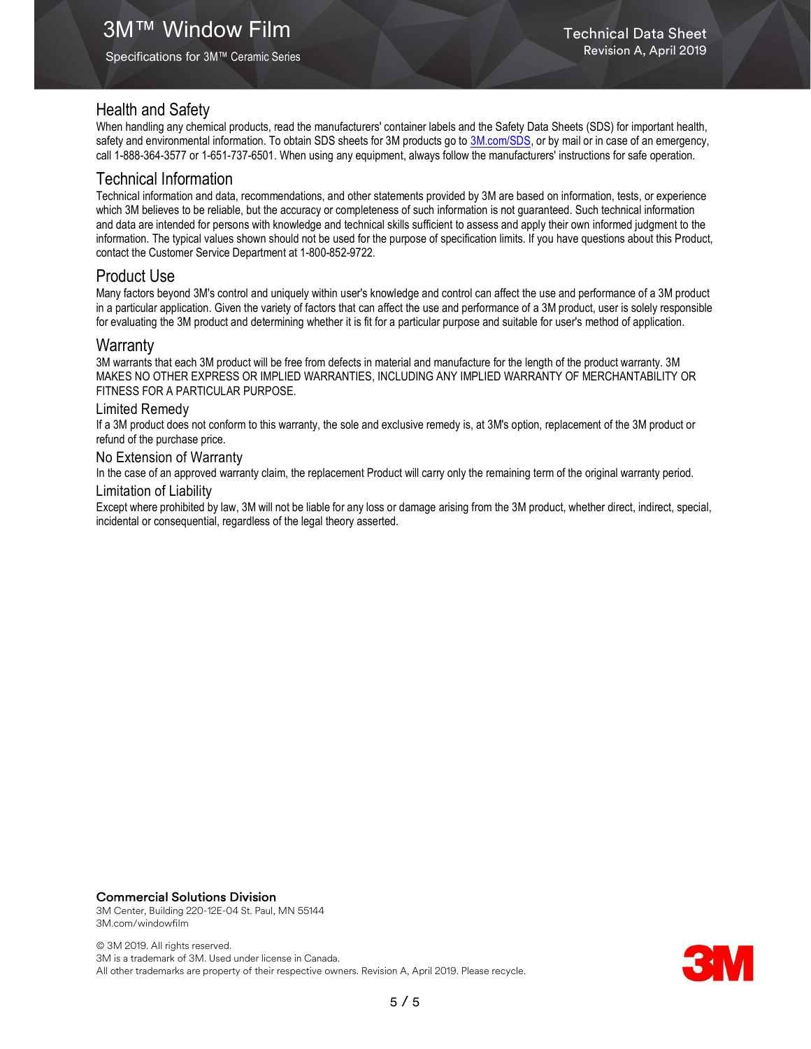## Health and Safety

When handling any chemical products, read the manufacturers' container labels and the Safety Data Sheets (SDS) for important health, safety and environmental information. To obtain SDS sheets for 3M products go to 3M.com/SDS, or by mail or in case of an emergency, call 1-888-364-3577 or 1-651-737-6501. When using any equipment, always follow the manufacturers' instructions for safe operation.

## Technical Information

Technical information and data, recommendations, and other statements provided by 3M are based on information, tests, or experience which 3M believes to be reliable, but the accuracy or completeness of such information is not guaranteed. Such technical information and data are intended for persons with knowledge and technical skills sufficient to assess and apply their own informed judgment to the information. The typical values shown should not be used for the purpose of specification limits. If you have questions about this Product, contact the Customer Service Department at 1-800-852-9722.

## Product Use

Many factors beyond 3M's control and uniquely within user's knowledge and control can affect the use and performance of a 3M product in a particular application. Given the variety of factors that can affect the use and performance of a 3M product, user is solely responsible for evaluating the 3M product and determining whether it is fit for a particular purpose and suitable for user's method of application.

## Warranty

3M warrants that each 3M product will be free from defects in material and manufacture for the length of the product warranty. 3M MAKES NO OTHER EXPRESS OR IMPLIED WARRANTIES, INCLUDING ANY IMPLIED WARRANTY OF MERCHANTABILITY OR FITNESS FOR A PARTICULAR PURPOSE.

### Limited Remedy

If a 3M product does not conform to this warranty, the sole and exclusive remedy is, at 3M's option, replacement of the 3M product or refund of the purchase price.

### No Extension of Warranty

In the case of an approved warranty claim, the replacement Product will carry only the remaining term of the original warranty period.

### Limitation of Liability

Except where prohibited by law, 3M will not be liable for any loss or damage arising from the 3M product, whether direct, indirect, special, incidental or consequential, regardless of the legal theory asserted.

**Commercial Solutions Division**
3M Center, Building 220-12E-04 St. Paul, MN 55144
3M.com/windowfilm

© 3M 2019. All rights reserved.
3M is a trademark of 3M. Used under license in Canada.
All other trademarks are property of their respective owners. Revision A, April 2019. Please recycle.